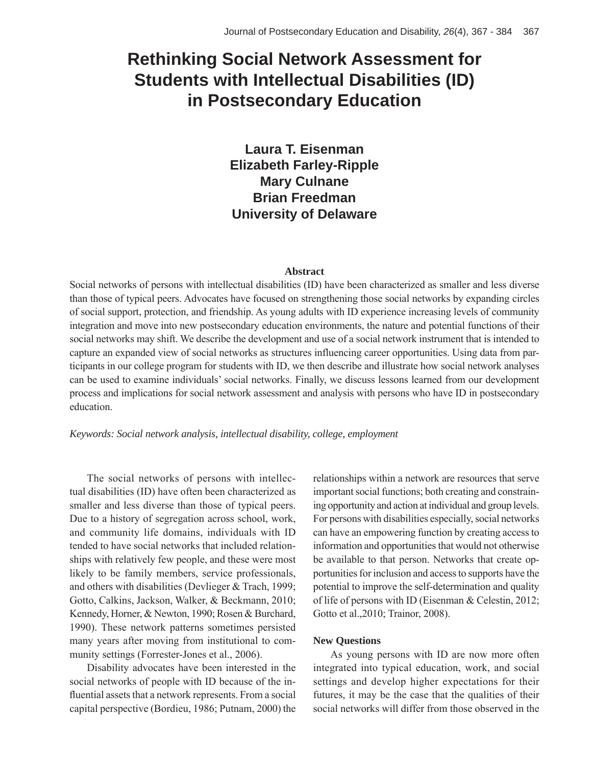# Rethinking Social Network Assessment for Students with Intellectual Disabilities (ID) in Postsecondary Education

**Laura T. Eisenman**
**Elizabeth Farley-Ripple**
**Mary Culnane**
**Brian Freedman**
**University of Delaware**

### Abstract

Social networks of persons with intellectual disabilities (ID) have been characterized as smaller and less diverse than those of typical peers. Advocates have focused on strengthening those social networks by expanding circles of social support, protection, and friendship. As young adults with ID experience increasing levels of community integration and move into new postsecondary education environments, the nature and potential functions of their social networks may shift. We describe the development and use of a social network instrument that is intended to capture an expanded view of social networks as structures influencing career opportunities. Using data from participants in our college program for students with ID, we then describe and illustrate how social network analyses can be used to examine individuals' social networks. Finally, we discuss lessons learned from our development process and implications for social network assessment and analysis with persons who have ID in postsecondary education.

*Keywords: Social network analysis, intellectual disability, college, employment*

The social networks of persons with intellectual disabilities (ID) have often been characterized as smaller and less diverse than those of typical peers. Due to a history of segregation across school, work, and community life domains, individuals with ID tended to have social networks that included relationships with relatively few people, and these were most likely to be family members, service professionals, and others with disabilities (Devlieger & Trach, 1999; Gotto, Calkins, Jackson, Walker, & Beckmann, 2010; Kennedy, Horner, & Newton, 1990; Rosen & Burchard, 1990). These network patterns sometimes persisted many years after moving from institutional to community settings (Forrester-Jones et al., 2006).

Disability advocates have been interested in the social networks of people with ID because of the influential assets that a network represents. From a social capital perspective (Bordieu, 1986; Putnam, 2000) the relationships within a network are resources that serve important social functions; both creating and constraining opportunity and action at individual and group levels. For persons with disabilities especially, social networks can have an empowering function by creating access to information and opportunities that would not otherwise be available to that person. Networks that create opportunities for inclusion and access to supports have the potential to improve the self-determination and quality of life of persons with ID (Eisenman & Celestin, 2012; Gotto et al.,2010; Trainor, 2008).

### New Questions

As young persons with ID are now more often integrated into typical education, work, and social settings and develop higher expectations for their futures, it may be the case that the qualities of their social networks will differ from those observed in the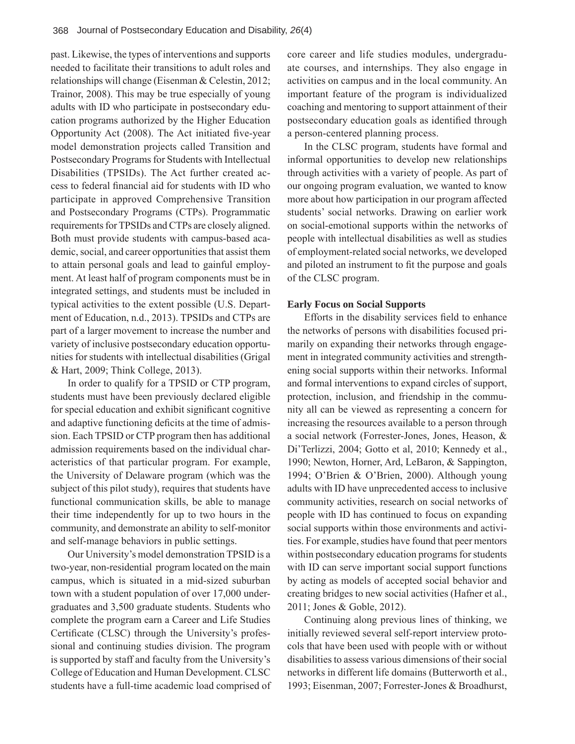past. Likewise, the types of interventions and supports needed to facilitate their transitions to adult roles and relationships will change (Eisenman & Celestin, 2012; Trainor, 2008). This may be true especially of young adults with ID who participate in postsecondary education programs authorized by the Higher Education Opportunity Act (2008). The Act initiated five-year model demonstration projects called Transition and Postsecondary Programs for Students with Intellectual Disabilities (TPSIDs). The Act further created access to federal financial aid for students with ID who participate in approved Comprehensive Transition and Postsecondary Programs (CTPs). Programmatic requirements for TPSIDs and CTPs are closely aligned. Both must provide students with campus-based academic, social, and career opportunities that assist them to attain personal goals and lead to gainful employment. At least half of program components must be in integrated settings, and students must be included in typical activities to the extent possible (U.S. Department of Education, n.d., 2013). TPSIDs and CTPs are part of a larger movement to increase the number and variety of inclusive postsecondary education opportunities for students with intellectual disabilities (Grigal & Hart, 2009; Think College, 2013).

In order to qualify for a TPSID or CTP program, students must have been previously declared eligible for special education and exhibit significant cognitive and adaptive functioning deficits at the time of admission. Each TPSID or CTP program then has additional admission requirements based on the individual characteristics of that particular program. For example, the University of Delaware program (which was the subject of this pilot study), requires that students have functional communication skills, be able to manage their time independently for up to two hours in the community, and demonstrate an ability to self-monitor and self-manage behaviors in public settings.

Our University's model demonstration TPSID is a two-year, non-residential program located on the main campus, which is situated in a mid-sized suburban town with a student population of over 17,000 undergraduates and 3,500 graduate students. Students who complete the program earn a Career and Life Studies Certificate (CLSC) through the University's professional and continuing studies division. The program is supported by staff and faculty from the University's College of Education and Human Development. CLSC students have a full-time academic load comprised of core career and life studies modules, undergraduate courses, and internships. They also engage in activities on campus and in the local community. An important feature of the program is individualized coaching and mentoring to support attainment of their postsecondary education goals as identified through a person-centered planning process.

In the CLSC program, students have formal and informal opportunities to develop new relationships through activities with a variety of people. As part of our ongoing program evaluation, we wanted to know more about how participation in our program affected students' social networks. Drawing on earlier work on social-emotional supports within the networks of people with intellectual disabilities as well as studies of employment-related social networks, we developed and piloted an instrument to fit the purpose and goals of the CLSC program.

### Early Focus on Social Supports

Efforts in the disability services field to enhance the networks of persons with disabilities focused primarily on expanding their networks through engagement in integrated community activities and strengthening social supports within their networks. Informal and formal interventions to expand circles of support, protection, inclusion, and friendship in the community all can be viewed as representing a concern for increasing the resources available to a person through a social network (Forrester-Jones, Jones, Heason, & Di'Terlizzi, 2004; Gotto et al, 2010; Kennedy et al., 1990; Newton, Horner, Ard, LeBaron, & Sappington, 1994; O'Brien & O'Brien, 2000). Although young adults with ID have unprecedented access to inclusive community activities, research on social networks of people with ID has continued to focus on expanding social supports within those environments and activities. For example, studies have found that peer mentors within postsecondary education programs for students with ID can serve important social support functions by acting as models of accepted social behavior and creating bridges to new social activities (Hafner et al., 2011; Jones & Goble, 2012).

Continuing along previous lines of thinking, we initially reviewed several self-report interview protocols that have been used with people with or without disabilities to assess various dimensions of their social networks in different life domains (Butterworth et al., 1993; Eisenman, 2007; Forrester-Jones & Broadhurst,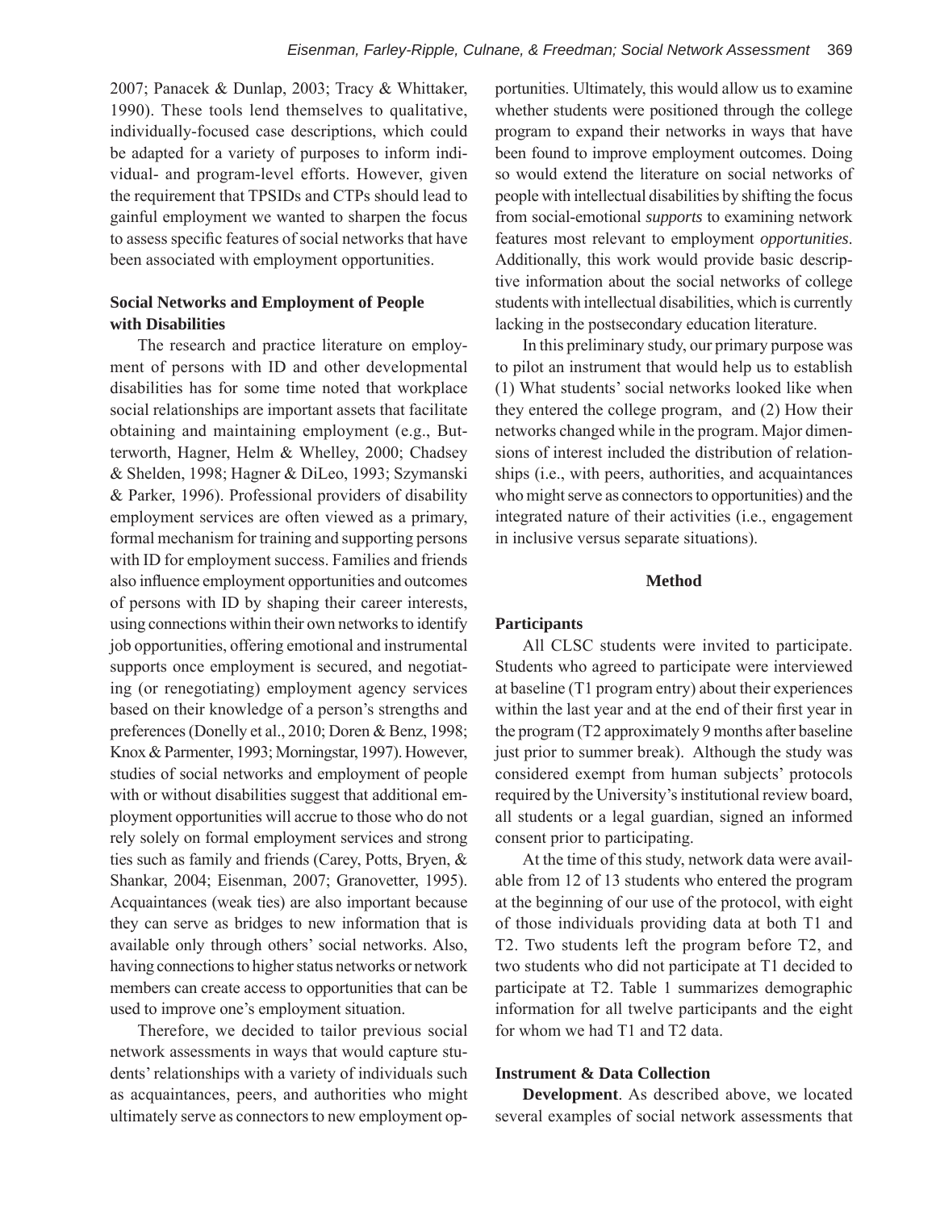2007; Panacek & Dunlap, 2003; Tracy & Whittaker, 1990). These tools lend themselves to qualitative, individually-focused case descriptions, which could be adapted for a variety of purposes to inform individual- and program-level efforts. However, given the requirement that TPSIDs and CTPs should lead to gainful employment we wanted to sharpen the focus to assess specific features of social networks that have been associated with employment opportunities.

### Social Networks and Employment of People with Disabilities

The research and practice literature on employment of persons with ID and other developmental disabilities has for some time noted that workplace social relationships are important assets that facilitate obtaining and maintaining employment (e.g., Butterworth, Hagner, Helm & Whelley, 2000; Chadsey & Shelden, 1998; Hagner & DiLeo, 1993; Szymanski & Parker, 1996). Professional providers of disability employment services are often viewed as a primary, formal mechanism for training and supporting persons with ID for employment success. Families and friends also influence employment opportunities and outcomes of persons with ID by shaping their career interests, using connections within their own networks to identify job opportunities, offering emotional and instrumental supports once employment is secured, and negotiating (or renegotiating) employment agency services based on their knowledge of a person's strengths and preferences (Donelly et al., 2010; Doren & Benz, 1998; Knox & Parmenter, 1993; Morningstar, 1997). However, studies of social networks and employment of people with or without disabilities suggest that additional employment opportunities will accrue to those who do not rely solely on formal employment services and strong ties such as family and friends (Carey, Potts, Bryen, & Shankar, 2004; Eisenman, 2007; Granovetter, 1995). Acquaintances (weak ties) are also important because they can serve as bridges to new information that is available only through others' social networks. Also, having connections to higher status networks or network members can create access to opportunities that can be used to improve one's employment situation.

Therefore, we decided to tailor previous social network assessments in ways that would capture students' relationships with a variety of individuals such as acquaintances, peers, and authorities who might ultimately serve as connectors to new employment opportunities. Ultimately, this would allow us to examine whether students were positioned through the college program to expand their networks in ways that have been found to improve employment outcomes. Doing so would extend the literature on social networks of people with intellectual disabilities by shifting the focus from social-emotional *supports* to examining network features most relevant to employment *opportunities*. Additionally, this work would provide basic descriptive information about the social networks of college students with intellectual disabilities, which is currently lacking in the postsecondary education literature.

In this preliminary study, our primary purpose was to pilot an instrument that would help us to establish (1) What students' social networks looked like when they entered the college program, and (2) How their networks changed while in the program. Major dimensions of interest included the distribution of relationships (i.e., with peers, authorities, and acquaintances who might serve as connectors to opportunities) and the integrated nature of their activities (i.e., engagement in inclusive versus separate situations).

## Method

### Participants

All CLSC students were invited to participate. Students who agreed to participate were interviewed at baseline (T1 program entry) about their experiences within the last year and at the end of their first year in the program (T2 approximately 9 months after baseline just prior to summer break). Although the study was considered exempt from human subjects' protocols required by the University's institutional review board, all students or a legal guardian, signed an informed consent prior to participating.

At the time of this study, network data were available from 12 of 13 students who entered the program at the beginning of our use of the protocol, with eight of those individuals providing data at both T1 and T2. Two students left the program before T2, and two students who did not participate at T1 decided to participate at T2. Table 1 summarizes demographic information for all twelve participants and the eight for whom we had T1 and T2 data.

### Instrument & Data Collection

**Development**. As described above, we located several examples of social network assessments that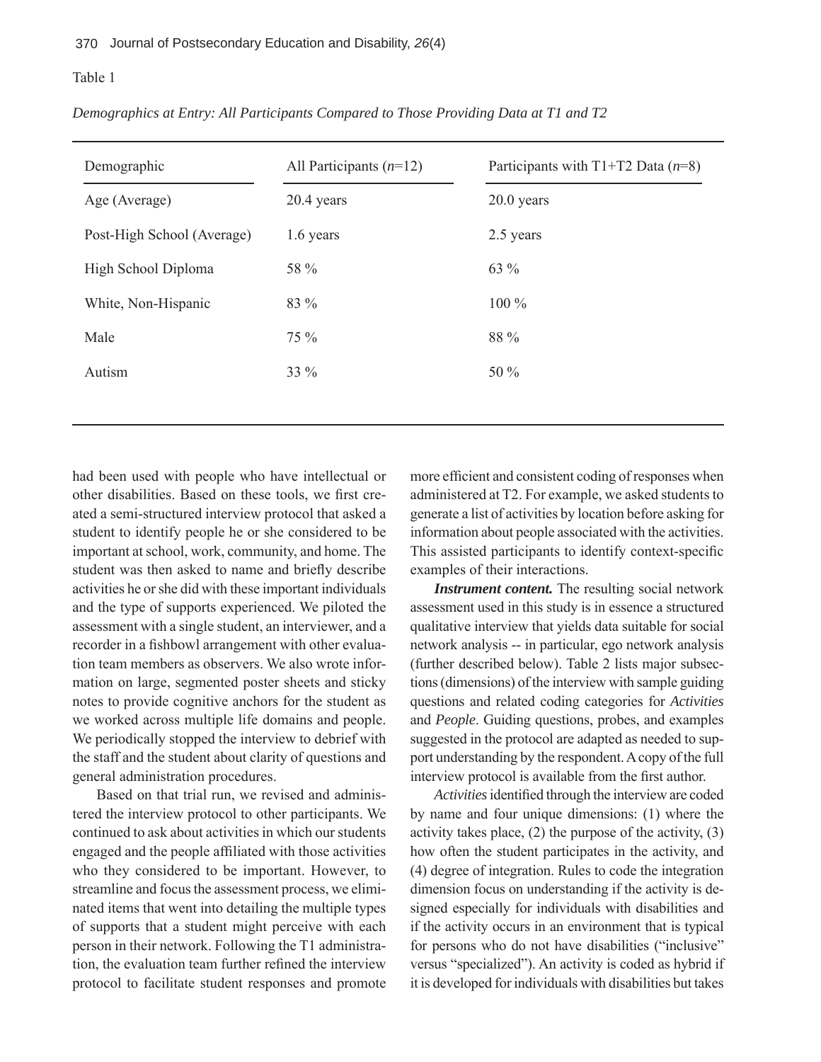Table 1

*Demographics at Entry: All Participants Compared to Those Providing Data at T1 and T2*

| Demographic | All Participants (*n*=12) | Participants with T1+T2 Data (*n*=8) |
|---|---|---|
| Age (Average) | 20.4 years | 20.0 years |
| Post-High School (Average) | 1.6 years | 2.5 years |
| High School Diploma | 58 % | 63 % |
| White, Non-Hispanic | 83 % | 100 % |
| Male | 75 % | 88 % |
| Autism | 33 % | 50 % |

had been used with people who have intellectual or other disabilities. Based on these tools, we first created a semi-structured interview protocol that asked a student to identify people he or she considered to be important at school, work, community, and home. The student was then asked to name and briefly describe activities he or she did with these important individuals and the type of supports experienced. We piloted the assessment with a single student, an interviewer, and a recorder in a fishbowl arrangement with other evaluation team members as observers. We also wrote information on large, segmented poster sheets and sticky notes to provide cognitive anchors for the student as we worked across multiple life domains and people. We periodically stopped the interview to debrief with the staff and the student about clarity of questions and general administration procedures.

Based on that trial run, we revised and administered the interview protocol to other participants. We continued to ask about activities in which our students engaged and the people affiliated with those activities who they considered to be important. However, to streamline and focus the assessment process, we eliminated items that went into detailing the multiple types of supports that a student might perceive with each person in their network. Following the T1 administration, the evaluation team further refined the interview protocol to facilitate student responses and promote more efficient and consistent coding of responses when administered at T2. For example, we asked students to generate a list of activities by location before asking for information about people associated with the activities. This assisted participants to identify context-specific examples of their interactions.

***Instrument content.*** The resulting social network assessment used in this study is in essence a structured qualitative interview that yields data suitable for social network analysis -- in particular, ego network analysis (further described below). Table 2 lists major subsections (dimensions) of the interview with sample guiding questions and related coding categories for *Activities* and *People*. Guiding questions, probes, and examples suggested in the protocol are adapted as needed to support understanding by the respondent. A copy of the full interview protocol is available from the first author.

*Activities* identified through the interview are coded by name and four unique dimensions: (1) where the activity takes place, (2) the purpose of the activity, (3) how often the student participates in the activity, and (4) degree of integration. Rules to code the integration dimension focus on understanding if the activity is designed especially for individuals with disabilities and if the activity occurs in an environment that is typical for persons who do not have disabilities ("inclusive" versus "specialized"). An activity is coded as hybrid if it is developed for individuals with disabilities but takes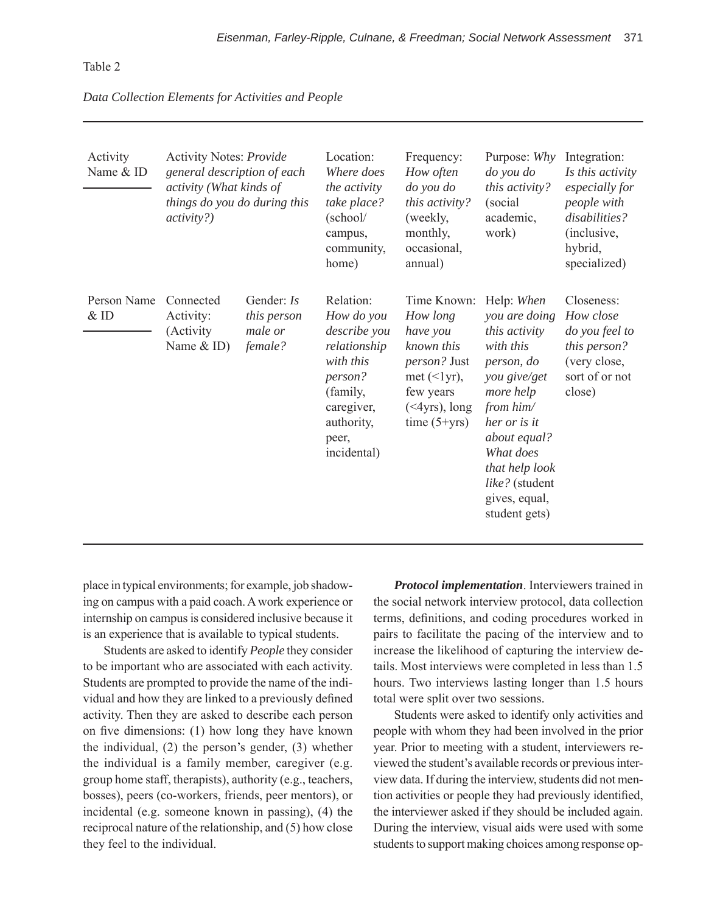Table 2

*Data Collection Elements for Activities and People*

| Activity Name & ID | Activity Notes: *Provide general description of each activity (What kinds of things do you do during this activity?)* | | Location: *Where does the activity take place?* (school/campus, community, home) | Frequency: *How often do you do this activity?* (weekly, monthly, occasional, annual) | Purpose: *Why do you do this activity?* (social academic, work) | Integration: *Is this activity especially for people with disabilities?* (inclusive, hybrid, specialized) |
|---|---|---|---|---|---|---|
| Person Name & ID | Connected Activity: (Activity Name & ID) | Gender: *Is this person male or female?* | Relation: *How do you describe you relationship with this person?* (family, caregiver, authority, peer, incidental) | Time Known: *How long have you known this person?* Just met (<1yr), few years (<4yrs), long time (5+yrs) | Help: *When you are doing this activity with this person, do you give/get more help from him/her or is it about equal? What does that help look like?* (student gives, equal, student gets) | Closeness: *How close do you feel to this person?* (very close, sort of or not close) |

place in typical environments; for example, job shadowing on campus with a paid coach. A work experience or internship on campus is considered inclusive because it is an experience that is available to typical students.

Students are asked to identify *People* they consider to be important who are associated with each activity. Students are prompted to provide the name of the individual and how they are linked to a previously defined activity. Then they are asked to describe each person on five dimensions: (1) how long they have known the individual, (2) the person's gender, (3) whether the individual is a family member, caregiver (e.g. group home staff, therapists), authority (e.g., teachers, bosses), peers (co-workers, friends, peer mentors), or incidental (e.g. someone known in passing), (4) the reciprocal nature of the relationship, and (5) how close they feel to the individual.

***Protocol implementation***. Interviewers trained in the social network interview protocol, data collection terms, definitions, and coding procedures worked in pairs to facilitate the pacing of the interview and to increase the likelihood of capturing the interview details. Most interviews were completed in less than 1.5 hours. Two interviews lasting longer than 1.5 hours total were split over two sessions.

Students were asked to identify only activities and people with whom they had been involved in the prior year. Prior to meeting with a student, interviewers reviewed the student's available records or previous interview data. If during the interview, students did not mention activities or people they had previously identified, the interviewer asked if they should be included again. During the interview, visual aids were used with some students to support making choices among response op-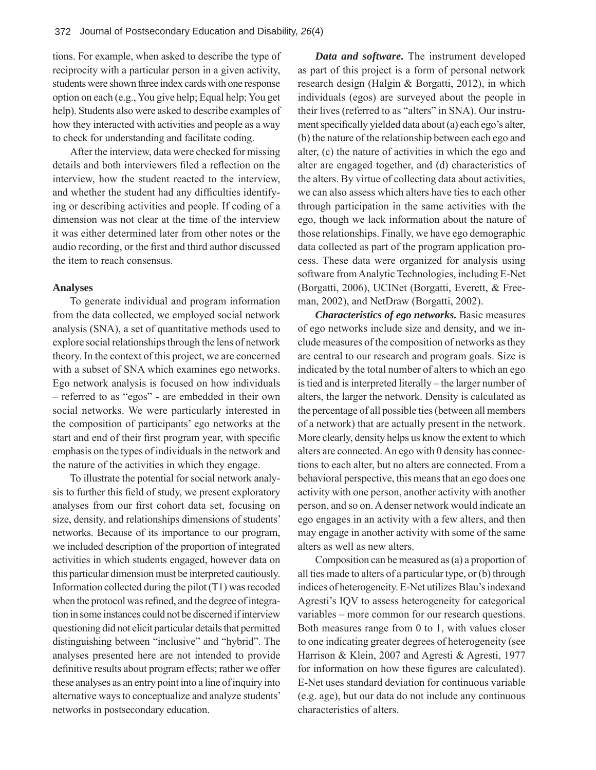tions. For example, when asked to describe the type of reciprocity with a particular person in a given activity, students were shown three index cards with one response option on each (e.g., You give help; Equal help; You get help). Students also were asked to describe examples of how they interacted with activities and people as a way to check for understanding and facilitate coding.

After the interview, data were checked for missing details and both interviewers filed a reflection on the interview, how the student reacted to the interview, and whether the student had any difficulties identifying or describing activities and people. If coding of a dimension was not clear at the time of the interview it was either determined later from other notes or the audio recording, or the first and third author discussed the item to reach consensus.

### Analyses

To generate individual and program information from the data collected, we employed social network analysis (SNA), a set of quantitative methods used to explore social relationships through the lens of network theory. In the context of this project, we are concerned with a subset of SNA which examines ego networks. Ego network analysis is focused on how individuals – referred to as "egos" - are embedded in their own social networks. We were particularly interested in the composition of participants' ego networks at the start and end of their first program year, with specific emphasis on the types of individuals in the network and the nature of the activities in which they engage.

To illustrate the potential for social network analysis to further this field of study, we present exploratory analyses from our first cohort data set, focusing on size, density, and relationships dimensions of students' networks. Because of its importance to our program, we included description of the proportion of integrated activities in which students engaged, however data on this particular dimension must be interpreted cautiously. Information collected during the pilot (T1) was recoded when the protocol was refined, and the degree of integration in some instances could not be discerned if interview questioning did not elicit particular details that permitted distinguishing between "inclusive" and "hybrid". The analyses presented here are not intended to provide definitive results about program effects; rather we offer these analyses as an entry point into a line of inquiry into alternative ways to conceptualize and analyze students' networks in postsecondary education.

***Data and software.*** The instrument developed as part of this project is a form of personal network research design (Halgin & Borgatti, 2012), in which individuals (egos) are surveyed about the people in their lives (referred to as "alters" in SNA). Our instrument specifically yielded data about (a) each ego's alter, (b) the nature of the relationship between each ego and alter, (c) the nature of activities in which the ego and alter are engaged together, and (d) characteristics of the alters. By virtue of collecting data about activities, we can also assess which alters have ties to each other through participation in the same activities with the ego, though we lack information about the nature of those relationships. Finally, we have ego demographic data collected as part of the program application process. These data were organized for analysis using software from Analytic Technologies, including E-Net (Borgatti, 2006), UCINet (Borgatti, Everett, & Freeman, 2002), and NetDraw (Borgatti, 2002).

***Characteristics of ego networks.*** Basic measures of ego networks include size and density, and we include measures of the composition of networks as they are central to our research and program goals. Size is indicated by the total number of alters to which an ego is tied and is interpreted literally – the larger number of alters, the larger the network. Density is calculated as the percentage of all possible ties (between all members of a network) that are actually present in the network. More clearly, density helps us know the extent to which alters are connected. An ego with 0 density has connections to each alter, but no alters are connected. From a behavioral perspective, this means that an ego does one activity with one person, another activity with another person, and so on. A denser network would indicate an ego engages in an activity with a few alters, and then may engage in another activity with some of the same alters as well as new alters.

Composition can be measured as (a) a proportion of all ties made to alters of a particular type, or (b) through indices of heterogeneity. E-Net utilizes Blau's indexand Agresti's IQV to assess heterogeneity for categorical variables – more common for our research questions. Both measures range from 0 to 1, with values closer to one indicating greater degrees of heterogeneity (see Harrison & Klein, 2007 and Agresti & Agresti, 1977 for information on how these figures are calculated). E-Net uses standard deviation for continuous variable (e.g. age), but our data do not include any continuous characteristics of alters.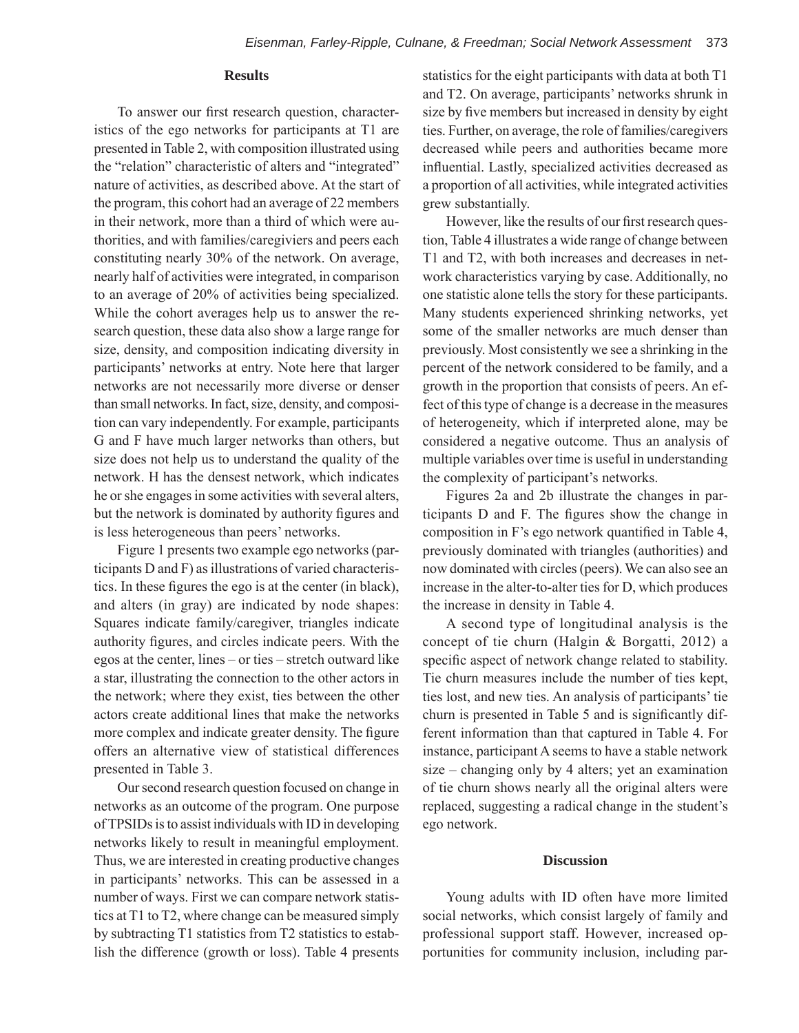## Results

To answer our first research question, characteristics of the ego networks for participants at T1 are presented in Table 2, with composition illustrated using the "relation" characteristic of alters and "integrated" nature of activities, as described above. At the start of the program, this cohort had an average of 22 members in their network, more than a third of which were authorities, and with families/caregiviers and peers each constituting nearly 30% of the network. On average, nearly half of activities were integrated, in comparison to an average of 20% of activities being specialized. While the cohort averages help us to answer the research question, these data also show a large range for size, density, and composition indicating diversity in participants' networks at entry. Note here that larger networks are not necessarily more diverse or denser than small networks. In fact, size, density, and composition can vary independently. For example, participants G and F have much larger networks than others, but size does not help us to understand the quality of the network. H has the densest network, which indicates he or she engages in some activities with several alters, but the network is dominated by authority figures and is less heterogeneous than peers' networks.

Figure 1 presents two example ego networks (participants D and F) as illustrations of varied characteristics. In these figures the ego is at the center (in black), and alters (in gray) are indicated by node shapes: Squares indicate family/caregiver, triangles indicate authority figures, and circles indicate peers. With the egos at the center, lines – or ties – stretch outward like a star, illustrating the connection to the other actors in the network; where they exist, ties between the other actors create additional lines that make the networks more complex and indicate greater density. The figure offers an alternative view of statistical differences presented in Table 3.

Our second research question focused on change in networks as an outcome of the program. One purpose of TPSIDs is to assist individuals with ID in developing networks likely to result in meaningful employment. Thus, we are interested in creating productive changes in participants' networks. This can be assessed in a number of ways. First we can compare network statistics at T1 to T2, where change can be measured simply by subtracting T1 statistics from T2 statistics to establish the difference (growth or loss). Table 4 presents statistics for the eight participants with data at both T1 and T2. On average, participants' networks shrunk in size by five members but increased in density by eight ties. Further, on average, the role of families/caregivers decreased while peers and authorities became more influential. Lastly, specialized activities decreased as a proportion of all activities, while integrated activities grew substantially.

However, like the results of our first research question, Table 4 illustrates a wide range of change between T1 and T2, with both increases and decreases in network characteristics varying by case. Additionally, no one statistic alone tells the story for these participants. Many students experienced shrinking networks, yet some of the smaller networks are much denser than previously. Most consistently we see a shrinking in the percent of the network considered to be family, and a growth in the proportion that consists of peers. An effect of this type of change is a decrease in the measures of heterogeneity, which if interpreted alone, may be considered a negative outcome. Thus an analysis of multiple variables over time is useful in understanding the complexity of participant's networks.

Figures 2a and 2b illustrate the changes in participants D and F. The figures show the change in composition in F's ego network quantified in Table 4, previously dominated with triangles (authorities) and now dominated with circles (peers). We can also see an increase in the alter-to-alter ties for D, which produces the increase in density in Table 4.

A second type of longitudinal analysis is the concept of tie churn (Halgin & Borgatti, 2012) a specific aspect of network change related to stability. Tie churn measures include the number of ties kept, ties lost, and new ties. An analysis of participants' tie churn is presented in Table 5 and is significantly different information than that captured in Table 4. For instance, participant A seems to have a stable network size – changing only by 4 alters; yet an examination of tie churn shows nearly all the original alters were replaced, suggesting a radical change in the student's ego network.

## Discussion

Young adults with ID often have more limited social networks, which consist largely of family and professional support staff. However, increased opportunities for community inclusion, including par-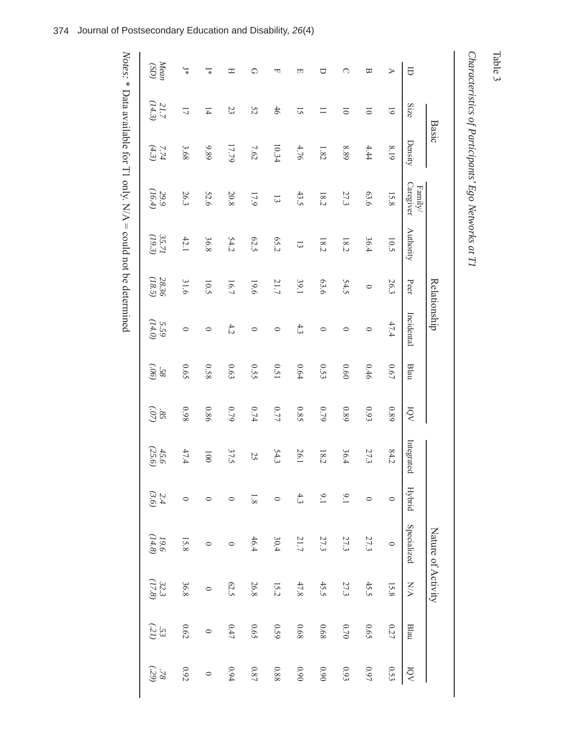Table 3

*Characteristics of Participants' Ego Networks at T1*

| | Basic | | Relationship | | | | | | Nature of Activity | | | | | |
|---|---|---|---|---|---|---|---|---|---|---|---|---|---|---|
| ID | Size | Density | Family/ Caregiver | Authority | Peer | Incidental | Blau | IQV | Integrated | Hybrid | Specialized | N/A | Blau | IQV |
| A | 19 | 8.19 | 15.8 | 10.5 | 26.3 | 47.4 | 0.67 | 0.89 | 84.2 | 0 | 0 | 15.8 | 0.27 | 0.53 |
| B | 10 | 4.44 | 63.6 | 36.4 | 0 | 0 | 0.46 | 0.93 | 27.3 | 0 | 27.3 | 45.5 | 0.65 | 0.97 |
| C | 10 | 8.89 | 27.3 | 18.2 | 54.5 | 0 | 0.60 | 0.89 | 36.4 | 9.1 | 27.3 | 27.3 | 0.70 | 0.93 |
| D | 11 | 1.82 | 18.2 | 18.2 | 63.6 | 0 | 0.53 | 0.79 | 18.2 | 9.1 | 27.3 | 45.5 | 0.68 | 0.90 |
| E | 15 | 4.76 | 43.5 | 13 | 39.1 | 4.3 | 0.64 | 0.85 | 26.1 | 4.3 | 21.7 | 47.8 | 0.68 | 0.90 |
| F | 46 | 10.34 | 13 | 65.2 | 21.7 | 0 | 0.51 | 0.77 | 54.3 | 0 | 30.4 | 15.2 | 0.59 | 0.88 |
| G | 52 | 7.62 | 17.9 | 62.5 | 19.6 | 0 | 0.55 | 0.74 | 25 | 1.8 | 46.4 | 26.8 | 0.65 | 0.87 |
| H | 23 | 17.79 | 20.8 | 54.2 | 16.7 | 4.2 | 0.63 | 0.79 | 37.5 | 0 | 0 | 62.5 | 0.47 | 0.94 |
| I* | 14 | 9.89 | 52.6 | 36.8 | 10.5 | 0 | 0.58 | 0.86 | 100 | 0 | 0 | 0 | 0 | 0 |
| J* | 17 | 3.68 | 26.3 | 42.1 | 31.6 | 0 | 0.65 | 0.98 | 47.4 | 0 | 15.8 | 36.8 | 0.62 | 0.92 |
| *Mean (SD)* | *21.7 (14.3)* | *7.74 (4.3)* | *29.9 (16.4)* | *35.71 (19.3)* | *28.36 (18.5)* | *5.59 (14.0)* | *.58 (.06)* | *.85 (.07)* | *45.6 (25.6)* | *2.4 (3.6)* | *19.6 (14.8)* | *32.3 (17.8)* | *.53 (.21)* | *.78 (.29)* |

*Notes:* * Data available for T1 only. N/A = could not be determined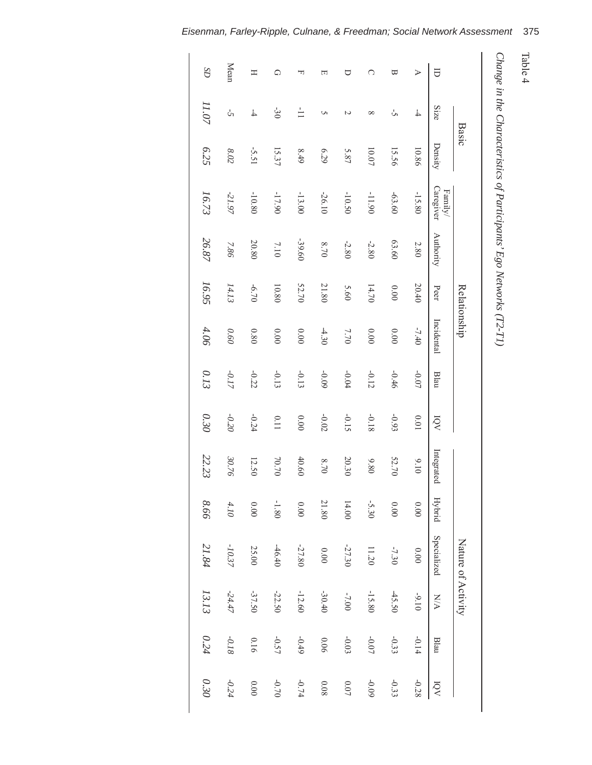Table 4

*Change in the Characteristics of Participants' Ego Networks (T2-T1)*

| | Basic | | Relationship | | | | | | Nature of Activity | | | | | |
|---|---|---|---|---|---|---|---|---|---|---|---|---|---|---|
| ID | Size | Density | Family/ Caregiver | Authority | Peer | Incidental | Blau | IQV | Integrated | Hybrid | Specialized | N/A | Blau | IQV |
| A | -4 | 10.86 | -15.80 | 2.80 | 20.40 | -7.40 | -0.07 | 0.01 | 9.10 | 0.00 | 0.00 | -9.10 | -0.14 | -0.28 |
| B | -5 | 15.56 | -63.60 | 63.60 | 0.00 | 0.00 | -0.46 | -0.93 | 52.70 | 0.00 | -7.30 | -45.50 | -0.33 | -0.33 |
| C | 8 | 10.07 | -11.90 | -2.80 | 14.70 | 0.00 | -0.12 | -0.18 | 9.80 | -5.30 | 11.20 | -15.80 | -0.07 | -0.09 |
| D | 2 | 5.87 | -10.50 | -2.80 | 5.60 | 7.70 | -0.04 | -0.15 | 20.30 | 14.00 | -27.30 | -7.00 | -0.03 | 0.07 |
| E | 5 | 6.29 | -26.10 | 8.70 | 21.80 | -4.30 | -0.09 | -0.02 | 8.70 | 21.80 | 0.00 | -30.40 | 0.06 | 0.08 |
| F | -11 | 8.49 | -13.00 | -39.60 | 52.70 | 0.00 | -0.13 | 0.00 | 40.60 | 0.00 | -27.80 | -12.60 | -0.49 | -0.74 |
| G | -30 | 15.37 | -17.90 | 7.10 | 10.80 | 0.00 | -0.13 | 0.11 | 70.70 | -1.80 | -46.40 | -22.50 | -0.57 | -0.70 |
| H | -4 | -5.51 | -10.80 | 20.80 | -6.70 | 0.80 | -0.22 | -0.24 | 12.50 | 0.00 | 25.00 | -37.50 | 0.16 | 0.00 |
| Mean | -5 | *8.02* | *-21.97* | *7.86* | *14.13* | *0.60* | *-0.17* | *-0.20* | *30.76* | *4.10* | *-10.37* | *-24.47* | *-0.18* | *-0.24* |
| *SD* | *11.07* | *6.25* | *16.73* | *26.87* | *16.95* | *4.06* | *0.13* | *0.30* | *22.23* | *8.66* | *21.84* | *13.13* | *0.24* | *0.30* |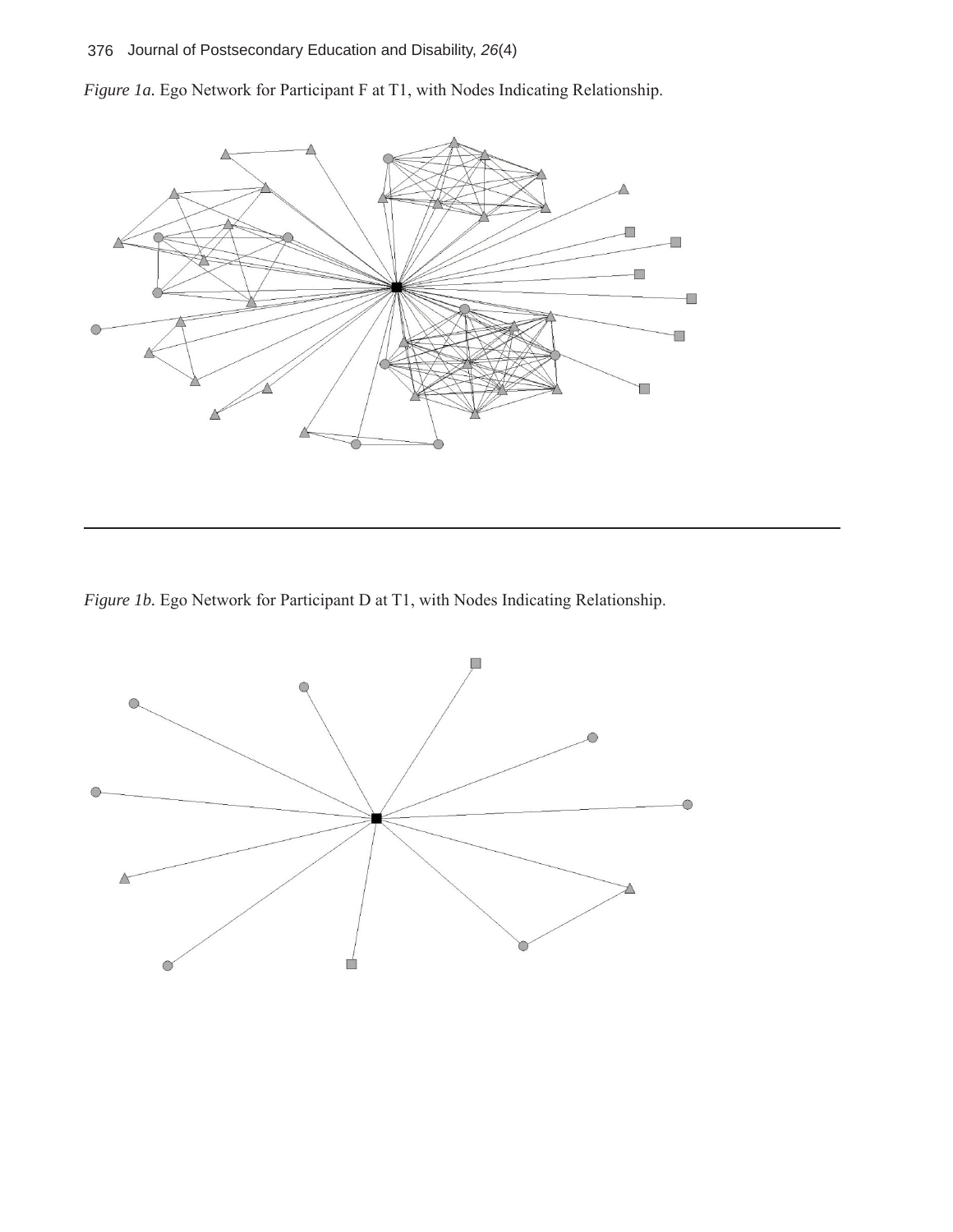*Figure 1a.* Ego Network for Participant F at T1, with Nodes Indicating Relationship.

---

*Figure 1b.* Ego Network for Participant D at T1, with Nodes Indicating Relationship.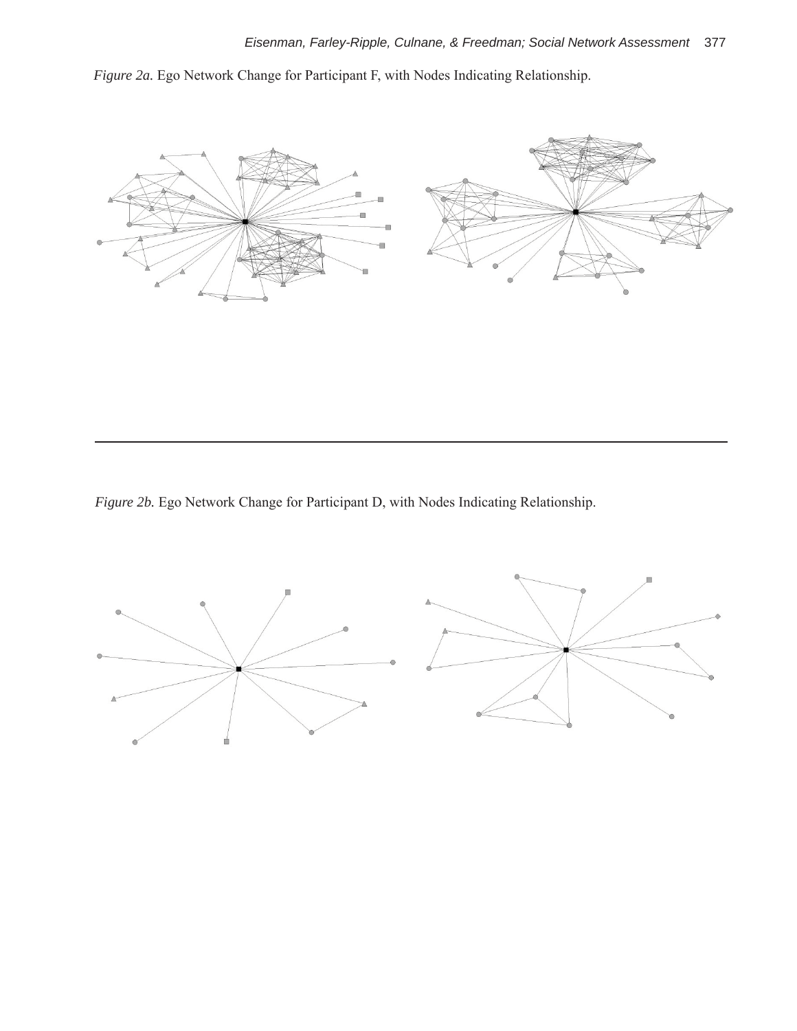*Figure 2a.* Ego Network Change for Participant F, with Nodes Indicating Relationship.

*Figure 2b.* Ego Network Change for Participant D, with Nodes Indicating Relationship.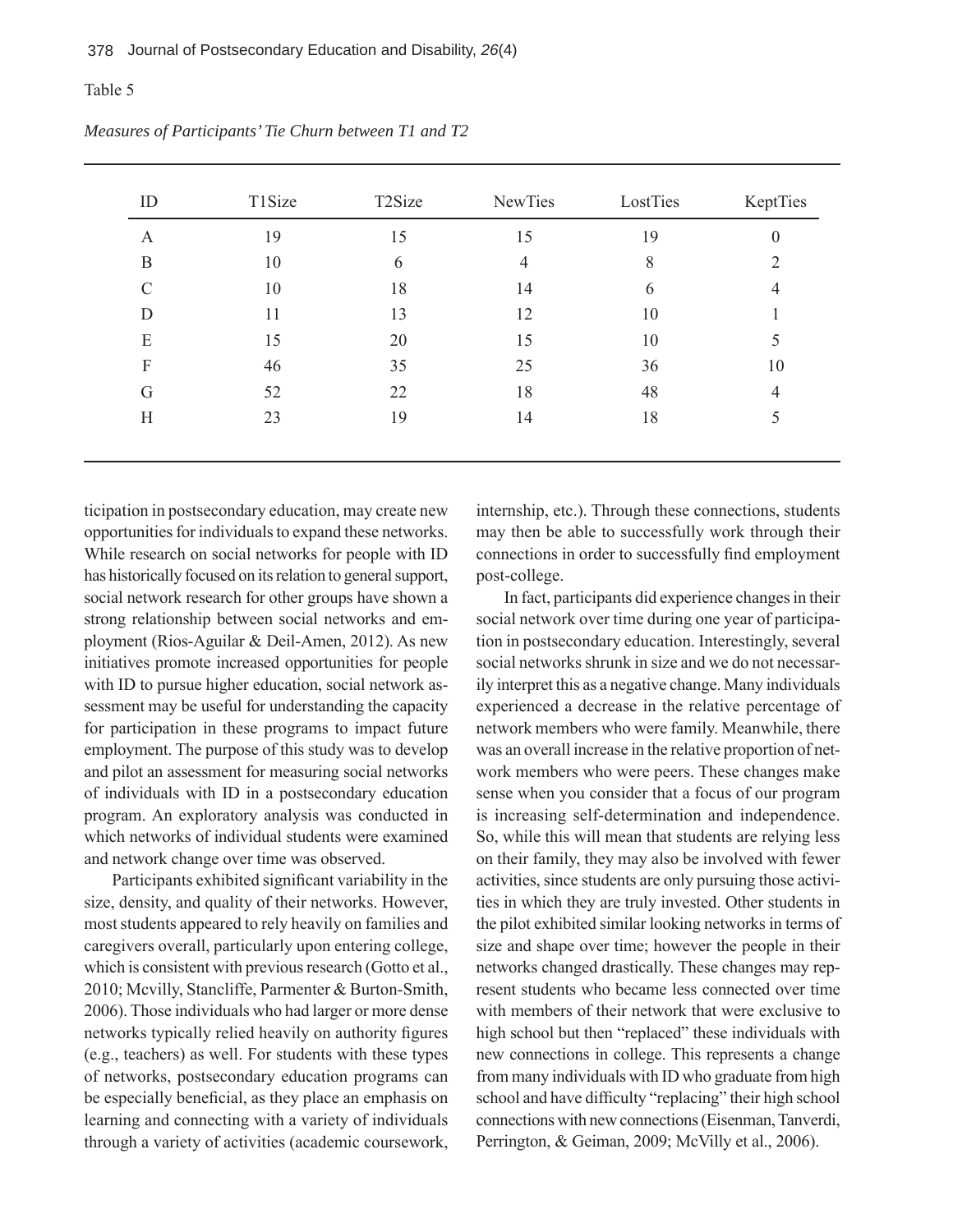Table 5

*Measures of Participants' Tie Churn between T1 and T2*

| ID | T1Size | T2Size | NewTies | LostTies | KeptTies |
|---|---|---|---|---|---|
| A | 19 | 15 | 15 | 19 | 0 |
| B | 10 | 6 | 4 | 8 | 2 |
| C | 10 | 18 | 14 | 6 | 4 |
| D | 11 | 13 | 12 | 10 | 1 |
| E | 15 | 20 | 15 | 10 | 5 |
| F | 46 | 35 | 25 | 36 | 10 |
| G | 52 | 22 | 18 | 48 | 4 |
| H | 23 | 19 | 14 | 18 | 5 |

ticipation in postsecondary education, may create new opportunities for individuals to expand these networks. While research on social networks for people with ID has historically focused on its relation to general support, social network research for other groups have shown a strong relationship between social networks and employment (Rios-Aguilar & Deil-Amen, 2012). As new initiatives promote increased opportunities for people with ID to pursue higher education, social network assessment may be useful for understanding the capacity for participation in these programs to impact future employment. The purpose of this study was to develop and pilot an assessment for measuring social networks of individuals with ID in a postsecondary education program. An exploratory analysis was conducted in which networks of individual students were examined and network change over time was observed.

Participants exhibited significant variability in the size, density, and quality of their networks. However, most students appeared to rely heavily on families and caregivers overall, particularly upon entering college, which is consistent with previous research (Gotto et al., 2010; Mcvilly, Stancliffe, Parmenter & Burton-Smith, 2006). Those individuals who had larger or more dense networks typically relied heavily on authority figures (e.g., teachers) as well. For students with these types of networks, postsecondary education programs can be especially beneficial, as they place an emphasis on learning and connecting with a variety of individuals through a variety of activities (academic coursework, internship, etc.). Through these connections, students may then be able to successfully work through their connections in order to successfully find employment post-college.

In fact, participants did experience changes in their social network over time during one year of participation in postsecondary education. Interestingly, several social networks shrunk in size and we do not necessarily interpret this as a negative change. Many individuals experienced a decrease in the relative percentage of network members who were family. Meanwhile, there was an overall increase in the relative proportion of network members who were peers. These changes make sense when you consider that a focus of our program is increasing self-determination and independence. So, while this will mean that students are relying less on their family, they may also be involved with fewer activities, since students are only pursuing those activities in which they are truly invested. Other students in the pilot exhibited similar looking networks in terms of size and shape over time; however the people in their networks changed drastically. These changes may represent students who became less connected over time with members of their network that were exclusive to high school but then "replaced" these individuals with new connections in college. This represents a change from many individuals with ID who graduate from high school and have difficulty "replacing" their high school connections with new connections (Eisenman, Tanverdi, Perrington, & Geiman, 2009; McVilly et al., 2006).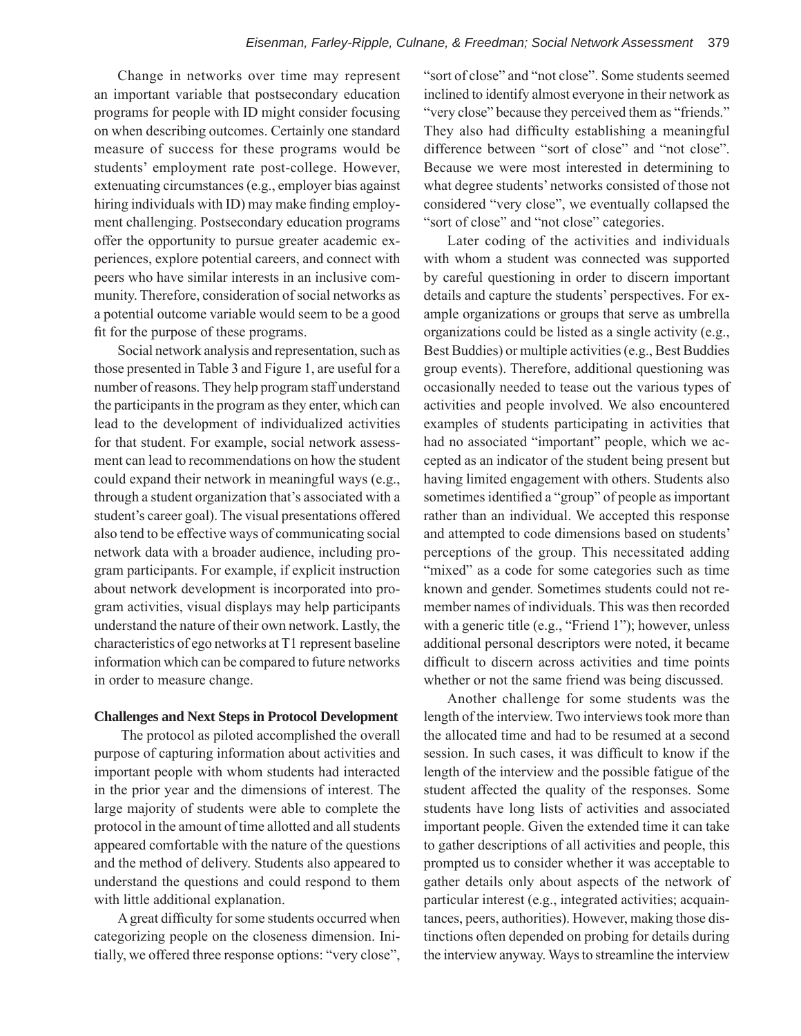Change in networks over time may represent an important variable that postsecondary education programs for people with ID might consider focusing on when describing outcomes. Certainly one standard measure of success for these programs would be students' employment rate post-college. However, extenuating circumstances (e.g., employer bias against hiring individuals with ID) may make finding employment challenging. Postsecondary education programs offer the opportunity to pursue greater academic experiences, explore potential careers, and connect with peers who have similar interests in an inclusive community. Therefore, consideration of social networks as a potential outcome variable would seem to be a good fit for the purpose of these programs.

Social network analysis and representation, such as those presented in Table 3 and Figure 1, are useful for a number of reasons. They help program staff understand the participants in the program as they enter, which can lead to the development of individualized activities for that student. For example, social network assessment can lead to recommendations on how the student could expand their network in meaningful ways (e.g., through a student organization that's associated with a student's career goal). The visual presentations offered also tend to be effective ways of communicating social network data with a broader audience, including program participants. For example, if explicit instruction about network development is incorporated into program activities, visual displays may help participants understand the nature of their own network. Lastly, the characteristics of ego networks at T1 represent baseline information which can be compared to future networks in order to measure change.

**Challenges and Next Steps in Protocol Development**

The protocol as piloted accomplished the overall purpose of capturing information about activities and important people with whom students had interacted in the prior year and the dimensions of interest. The large majority of students were able to complete the protocol in the amount of time allotted and all students appeared comfortable with the nature of the questions and the method of delivery. Students also appeared to understand the questions and could respond to them with little additional explanation.

A great difficulty for some students occurred when categorizing people on the closeness dimension. Initially, we offered three response options: "very close", "sort of close" and "not close". Some students seemed inclined to identify almost everyone in their network as "very close" because they perceived them as "friends." They also had difficulty establishing a meaningful difference between "sort of close" and "not close". Because we were most interested in determining to what degree students' networks consisted of those not considered "very close", we eventually collapsed the "sort of close" and "not close" categories.

Later coding of the activities and individuals with whom a student was connected was supported by careful questioning in order to discern important details and capture the students' perspectives. For example organizations or groups that serve as umbrella organizations could be listed as a single activity (e.g., Best Buddies) or multiple activities (e.g., Best Buddies group events). Therefore, additional questioning was occasionally needed to tease out the various types of activities and people involved. We also encountered examples of students participating in activities that had no associated "important" people, which we accepted as an indicator of the student being present but having limited engagement with others. Students also sometimes identified a "group" of people as important rather than an individual. We accepted this response and attempted to code dimensions based on students' perceptions of the group. This necessitated adding "mixed" as a code for some categories such as time known and gender. Sometimes students could not remember names of individuals. This was then recorded with a generic title (e.g., "Friend 1"); however, unless additional personal descriptors were noted, it became difficult to discern across activities and time points whether or not the same friend was being discussed.

Another challenge for some students was the length of the interview. Two interviews took more than the allocated time and had to be resumed at a second session. In such cases, it was difficult to know if the length of the interview and the possible fatigue of the student affected the quality of the responses. Some students have long lists of activities and associated important people. Given the extended time it can take to gather descriptions of all activities and people, this prompted us to consider whether it was acceptable to gather details only about aspects of the network of particular interest (e.g., integrated activities; acquaintances, peers, authorities). However, making those distinctions often depended on probing for details during the interview anyway. Ways to streamline the interview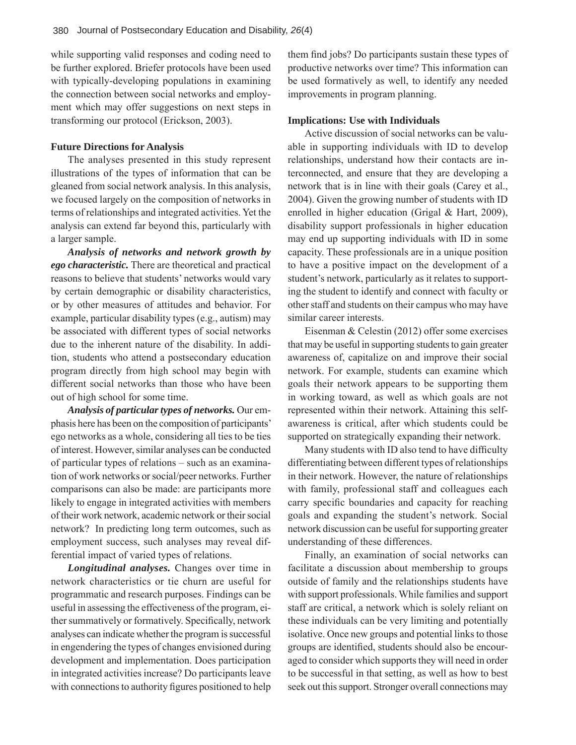while supporting valid responses and coding need to be further explored. Briefer protocols have been used with typically-developing populations in examining the connection between social networks and employment which may offer suggestions on next steps in transforming our protocol (Erickson, 2003).

### Future Directions for Analysis

The analyses presented in this study represent illustrations of the types of information that can be gleaned from social network analysis. In this analysis, we focused largely on the composition of networks in terms of relationships and integrated activities. Yet the analysis can extend far beyond this, particularly with a larger sample.

***Analysis of networks and network growth by ego characteristic.*** There are theoretical and practical reasons to believe that students' networks would vary by certain demographic or disability characteristics, or by other measures of attitudes and behavior. For example, particular disability types (e.g., autism) may be associated with different types of social networks due to the inherent nature of the disability. In addition, students who attend a postsecondary education program directly from high school may begin with different social networks than those who have been out of high school for some time.

***Analysis of particular types of networks.*** Our emphasis here has been on the composition of participants' ego networks as a whole, considering all ties to be ties of interest. However, similar analyses can be conducted of particular types of relations – such as an examination of work networks or social/peer networks. Further comparisons can also be made: are participants more likely to engage in integrated activities with members of their work network, academic network or their social network? In predicting long term outcomes, such as employment success, such analyses may reveal differential impact of varied types of relations.

***Longitudinal analyses.*** Changes over time in network characteristics or tie churn are useful for programmatic and research purposes. Findings can be useful in assessing the effectiveness of the program, either summatively or formatively. Specifically, network analyses can indicate whether the program is successful in engendering the types of changes envisioned during development and implementation. Does participation in integrated activities increase? Do participants leave with connections to authority figures positioned to help them find jobs? Do participants sustain these types of productive networks over time? This information can be used formatively as well, to identify any needed improvements in program planning.

### Implications: Use with Individuals

Active discussion of social networks can be valuable in supporting individuals with ID to develop relationships, understand how their contacts are interconnected, and ensure that they are developing a network that is in line with their goals (Carey et al., 2004). Given the growing number of students with ID enrolled in higher education (Grigal & Hart, 2009), disability support professionals in higher education may end up supporting individuals with ID in some capacity. These professionals are in a unique position to have a positive impact on the development of a student's network, particularly as it relates to supporting the student to identify and connect with faculty or other staff and students on their campus who may have similar career interests.

Eisenman & Celestin (2012) offer some exercises that may be useful in supporting students to gain greater awareness of, capitalize on and improve their social network. For example, students can examine which goals their network appears to be supporting them in working toward, as well as which goals are not represented within their network. Attaining this self-awareness is critical, after which students could be supported on strategically expanding their network.

Many students with ID also tend to have difficulty differentiating between different types of relationships in their network. However, the nature of relationships with family, professional staff and colleagues each carry specific boundaries and capacity for reaching goals and expanding the student's network. Social network discussion can be useful for supporting greater understanding of these differences.

Finally, an examination of social networks can facilitate a discussion about membership to groups outside of family and the relationships students have with support professionals. While families and support staff are critical, a network which is solely reliant on these individuals can be very limiting and potentially isolative. Once new groups and potential links to those groups are identified, students should also be encouraged to consider which supports they will need in order to be successful in that setting, as well as how to best seek out this support. Stronger overall connections may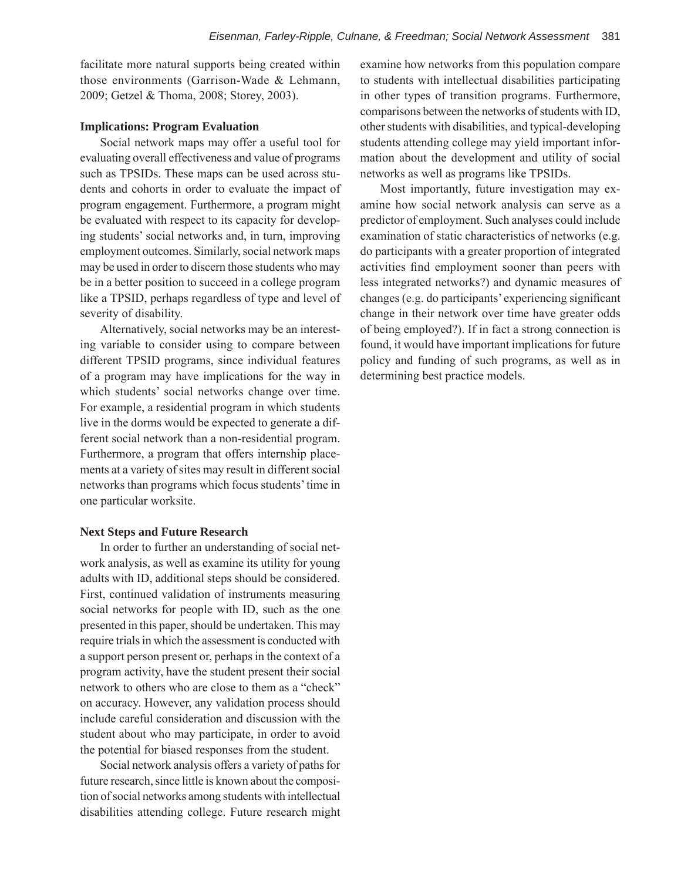facilitate more natural supports being created within those environments (Garrison-Wade & Lehmann, 2009; Getzel & Thoma, 2008; Storey, 2003).

### Implications: Program Evaluation

Social network maps may offer a useful tool for evaluating overall effectiveness and value of programs such as TPSIDs. These maps can be used across students and cohorts in order to evaluate the impact of program engagement. Furthermore, a program might be evaluated with respect to its capacity for developing students' social networks and, in turn, improving employment outcomes. Similarly, social network maps may be used in order to discern those students who may be in a better position to succeed in a college program like a TPSID, perhaps regardless of type and level of severity of disability.

Alternatively, social networks may be an interesting variable to consider using to compare between different TPSID programs, since individual features of a program may have implications for the way in which students' social networks change over time. For example, a residential program in which students live in the dorms would be expected to generate a different social network than a non-residential program. Furthermore, a program that offers internship placements at a variety of sites may result in different social networks than programs which focus students' time in one particular worksite.

### Next Steps and Future Research

In order to further an understanding of social network analysis, as well as examine its utility for young adults with ID, additional steps should be considered. First, continued validation of instruments measuring social networks for people with ID, such as the one presented in this paper, should be undertaken. This may require trials in which the assessment is conducted with a support person present or, perhaps in the context of a program activity, have the student present their social network to others who are close to them as a "check" on accuracy. However, any validation process should include careful consideration and discussion with the student about who may participate, in order to avoid the potential for biased responses from the student.

Social network analysis offers a variety of paths for future research, since little is known about the composition of social networks among students with intellectual disabilities attending college. Future research might examine how networks from this population compare to students with intellectual disabilities participating in other types of transition programs. Furthermore, comparisons between the networks of students with ID, other students with disabilities, and typical-developing students attending college may yield important information about the development and utility of social networks as well as programs like TPSIDs.

Most importantly, future investigation may examine how social network analysis can serve as a predictor of employment. Such analyses could include examination of static characteristics of networks (e.g. do participants with a greater proportion of integrated activities find employment sooner than peers with less integrated networks?) and dynamic measures of changes (e.g. do participants' experiencing significant change in their network over time have greater odds of being employed?). If in fact a strong connection is found, it would have important implications for future policy and funding of such programs, as well as in determining best practice models.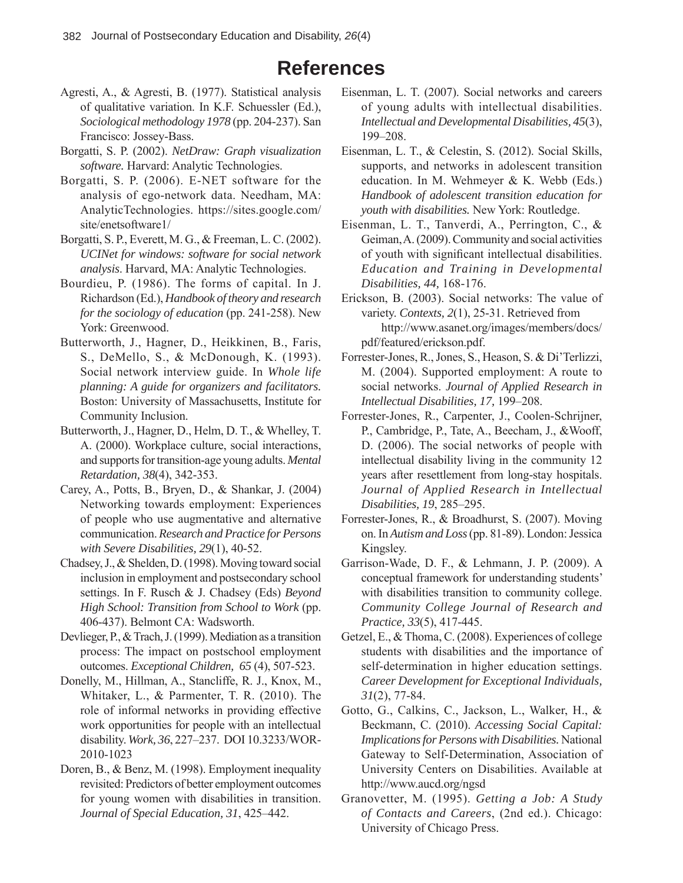# References

Agresti, A., & Agresti, B. (1977). Statistical analysis of qualitative variation. In K.F. Schuessler (Ed.), *Sociological methodology 1978* (pp. 204-237). San Francisco: Jossey-Bass.

Borgatti, S. P. (2002). *NetDraw: Graph visualization software.* Harvard: Analytic Technologies.

Borgatti, S. P. (2006). E-NET software for the analysis of ego-network data. Needham, MA: AnalyticTechnologies. https://sites.google.com/site/enetsoftware1/

Borgatti, S. P., Everett, M. G., & Freeman, L. C. (2002). *UCINet for windows: software for social network analysis*. Harvard, MA: Analytic Technologies.

Bourdieu, P. (1986). The forms of capital. In J. Richardson (Ed.), *Handbook of theory and research for the sociology of education* (pp. 241-258). New York: Greenwood.

Butterworth, J., Hagner, D., Heikkinen, B., Faris, S., DeMello, S., & McDonough, K. (1993). Social network interview guide. In *Whole life planning: A guide for organizers and facilitators.* Boston: University of Massachusetts, Institute for Community Inclusion.

Butterworth, J., Hagner, D., Helm, D. T., & Whelley, T. A. (2000). Workplace culture, social interactions, and supports for transition-age young adults. *Mental Retardation, 38*(4), 342-353.

Carey, A., Potts, B., Bryen, D., & Shankar, J. (2004) Networking towards employment: Experiences of people who use augmentative and alternative communication. *Research and Practice for Persons with Severe Disabilities, 29*(1), 40-52.

Chadsey, J., & Shelden, D. (1998). Moving toward social inclusion in employment and postsecondary school settings. In F. Rusch & J. Chadsey (Eds) *Beyond High School: Transition from School to Work* (pp. 406-437). Belmont CA: Wadsworth.

Devlieger, P., & Trach, J. (1999). Mediation as a transition process: The impact on postschool employment outcomes. *Exceptional Children, 65* (4), 507-523.

Donelly, M., Hillman, A., Stancliffe, R. J., Knox, M., Whitaker, L., & Parmenter, T. R. (2010). The role of informal networks in providing effective work opportunities for people with an intellectual disability. *Work, 36*, 227–237. DOI 10.3233/WOR-2010-1023

Doren, B., & Benz, M. (1998). Employment inequality revisited: Predictors of better employment outcomes for young women with disabilities in transition. *Journal of Special Education, 31*, 425–442.

Eisenman, L. T. (2007). Social networks and careers of young adults with intellectual disabilities. *Intellectual and Developmental Disabilities, 45*(3), 199–208.

Eisenman, L. T., & Celestin, S. (2012). Social Skills, supports, and networks in adolescent transition education. In M. Wehmeyer & K. Webb (Eds.) *Handbook of adolescent transition education for youth with disabilities.* New York: Routledge.

Eisenman, L. T., Tanverdi, A., Perrington, C., & Geiman, A. (2009). Community and social activities of youth with significant intellectual disabilities. *Education and Training in Developmental Disabilities, 44,* 168-176.

Erickson, B. (2003). Social networks: The value of variety. *Contexts, 2*(1), 25-31. Retrieved from http://www.asanet.org/images/members/docs/pdf/featured/erickson.pdf.

Forrester-Jones, R., Jones, S., Heason, S. & Di'Terlizzi, M. (2004). Supported employment: A route to social networks. *Journal of Applied Research in Intellectual Disabilities, 17,* 199–208.

Forrester-Jones, R., Carpenter, J., Coolen-Schrijner, P., Cambridge, P., Tate, A., Beecham, J., &Wooff, D. (2006). The social networks of people with intellectual disability living in the community 12 years after resettlement from long-stay hospitals. *Journal of Applied Research in Intellectual Disabilities, 19*, 285–295.

Forrester-Jones, R., & Broadhurst, S. (2007). Moving on. In *Autism and Loss* (pp. 81-89). London: Jessica Kingsley.

Garrison-Wade, D. F., & Lehmann, J. P. (2009). A conceptual framework for understanding students' with disabilities transition to community college. *Community College Journal of Research and Practice, 33*(5), 417-445.

Getzel, E., & Thoma, C. (2008). Experiences of college students with disabilities and the importance of self-determination in higher education settings. *Career Development for Exceptional Individuals, 31*(2), 77-84.

Gotto, G., Calkins, C., Jackson, L., Walker, H., & Beckmann, C. (2010). *Accessing Social Capital: Implications for Persons with Disabilities.* National Gateway to Self-Determination, Association of University Centers on Disabilities. Available at http://www.aucd.org/ngsd

Granovetter, M. (1995). *Getting a Job: A Study of Contacts and Careers*, (2nd ed.). Chicago: University of Chicago Press.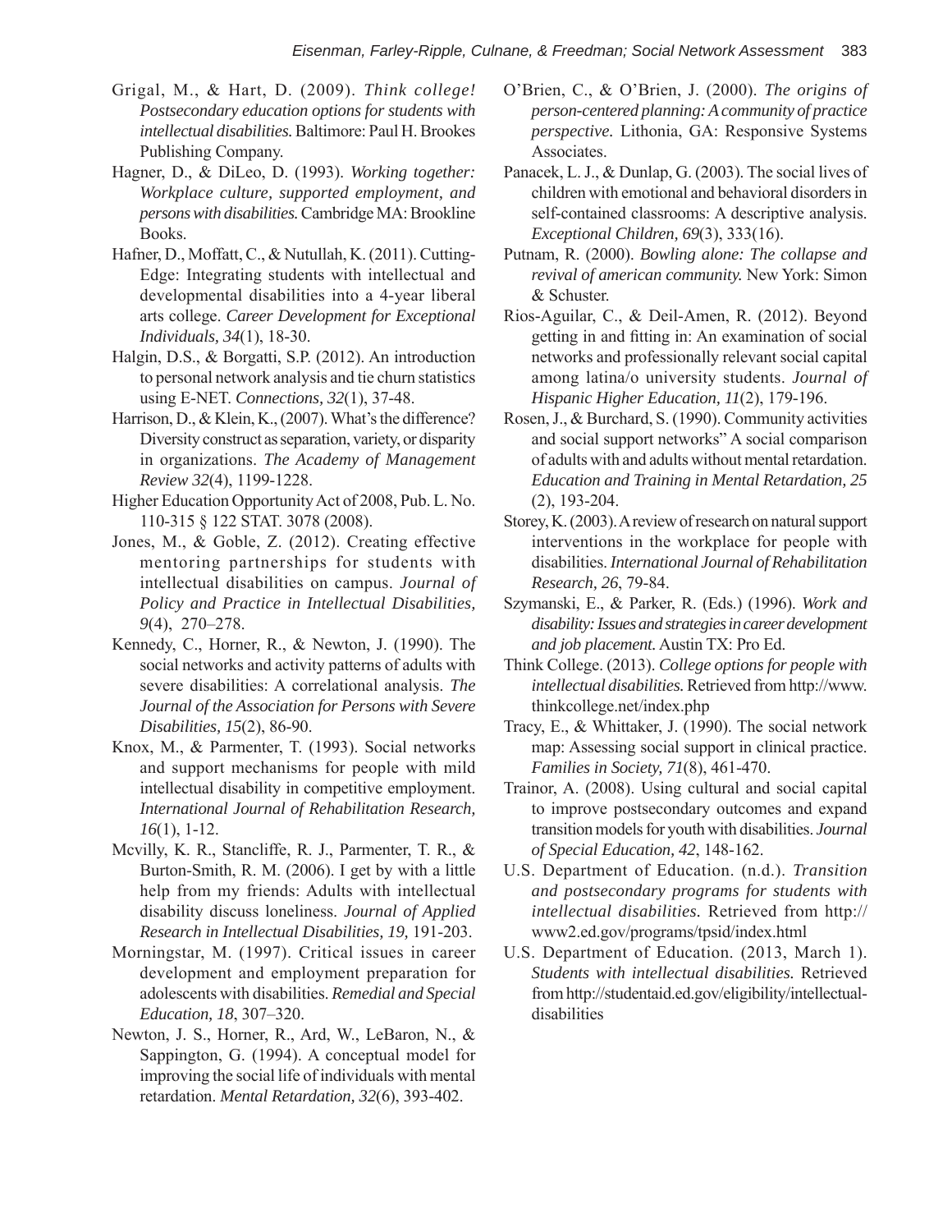Grigal, M., & Hart, D. (2009). *Think college! Postsecondary education options for students with intellectual disabilities.* Baltimore: Paul H. Brookes Publishing Company.

Hagner, D., & DiLeo, D. (1993). *Working together: Workplace culture, supported employment, and persons with disabilities.* Cambridge MA: Brookline Books.

Hafner, D., Moffatt, C., & Nutullah, K. (2011). Cutting-Edge: Integrating students with intellectual and developmental disabilities into a 4-year liberal arts college. *Career Development for Exceptional Individuals, 34*(1), 18-30.

Halgin, D.S., & Borgatti, S.P. (2012). An introduction to personal network analysis and tie churn statistics using E-NET. *Connections, 32*(1), 37-48.

Harrison, D., & Klein, K., (2007). What's the difference? Diversity construct as separation, variety, or disparity in organizations. *The Academy of Management Review 32*(4), 1199-1228.

Higher Education Opportunity Act of 2008, Pub. L. No. 110-315 § 122 STAT. 3078 (2008).

Jones, M., & Goble, Z. (2012). Creating effective mentoring partnerships for students with intellectual disabilities on campus. *Journal of Policy and Practice in Intellectual Disabilities, 9*(4), 270–278.

Kennedy, C., Horner, R., & Newton, J. (1990). The social networks and activity patterns of adults with severe disabilities: A correlational analysis. *The Journal of the Association for Persons with Severe Disabilities, 15*(2), 86-90.

Knox, M., & Parmenter, T. (1993). Social networks and support mechanisms for people with mild intellectual disability in competitive employment. *International Journal of Rehabilitation Research, 16*(1), 1-12.

Mcvilly, K. R., Stancliffe, R. J., Parmenter, T. R., & Burton-Smith, R. M. (2006). I get by with a little help from my friends: Adults with intellectual disability discuss loneliness. *Journal of Applied Research in Intellectual Disabilities, 19,* 191-203.

Morningstar, M. (1997). Critical issues in career development and employment preparation for adolescents with disabilities. *Remedial and Special Education, 18*, 307–320.

Newton, J. S., Horner, R., Ard, W., LeBaron, N., & Sappington, G. (1994). A conceptual model for improving the social life of individuals with mental retardation. *Mental Retardation, 32*(6), 393-402.

O'Brien, C., & O'Brien, J. (2000). *The origins of person-centered planning: A community of practice perspective.* Lithonia, GA: Responsive Systems Associates.

Panacek, L. J., & Dunlap, G. (2003). The social lives of children with emotional and behavioral disorders in self-contained classrooms: A descriptive analysis. *Exceptional Children, 69*(3), 333(16).

Putnam, R. (2000). *Bowling alone: The collapse and revival of american community.* New York: Simon & Schuster.

Rios-Aguilar, C., & Deil-Amen, R. (2012). Beyond getting in and fitting in: An examination of social networks and professionally relevant social capital among latina/o university students. *Journal of Hispanic Higher Education, 11*(2), 179-196.

Rosen, J., & Burchard, S. (1990). Community activities and social support networks" A social comparison of adults with and adults without mental retardation. *Education and Training in Mental Retardation, 25* (2), 193-204.

Storey, K. (2003). A review of research on natural support interventions in the workplace for people with disabilities. *International Journal of Rehabilitation Research, 26*, 79-84.

Szymanski, E., & Parker, R. (Eds.) (1996). *Work and disability: Issues and strategies in career development and job placement.* Austin TX: Pro Ed.

Think College. (2013). *College options for people with intellectual disabilities.* Retrieved from http://www.thinkcollege.net/index.php

Tracy, E., & Whittaker, J. (1990). The social network map: Assessing social support in clinical practice. *Families in Society, 71*(8), 461-470.

Trainor, A. (2008). Using cultural and social capital to improve postsecondary outcomes and expand transition models for youth with disabilities. *Journal of Special Education, 42*, 148-162.

U.S. Department of Education. (n.d.). *Transition and postsecondary programs for students with intellectual disabilities.* Retrieved from http://www2.ed.gov/programs/tpsid/index.html

U.S. Department of Education. (2013, March 1). *Students with intellectual disabilities.* Retrieved from http://studentaid.ed.gov/eligibility/intellectual-disabilities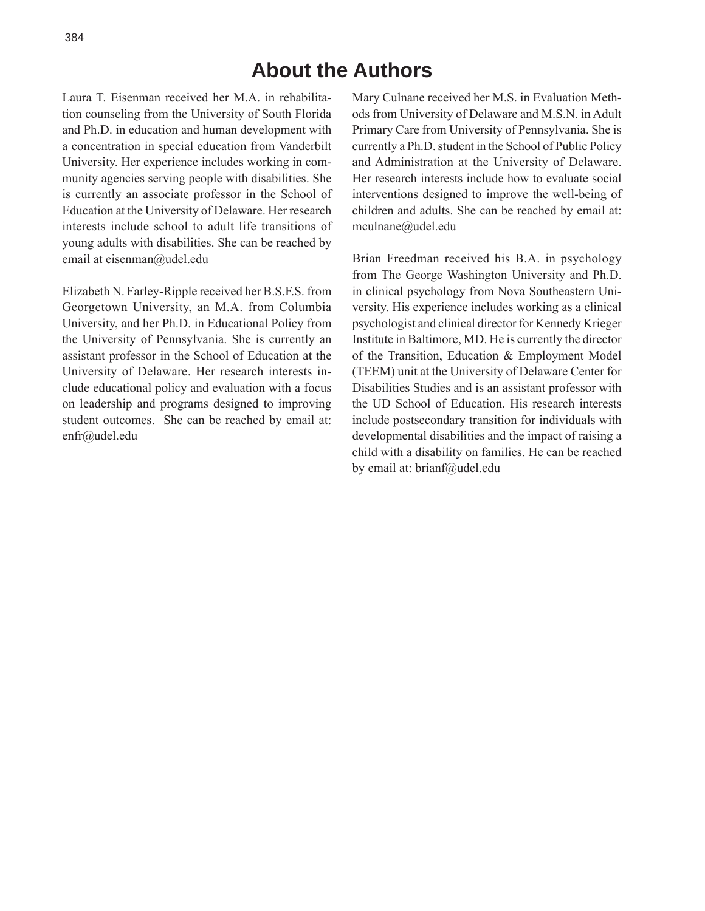# About the Authors

Laura T. Eisenman received her M.A. in rehabilitation counseling from the University of South Florida and Ph.D. in education and human development with a concentration in special education from Vanderbilt University. Her experience includes working in community agencies serving people with disabilities. She is currently an associate professor in the School of Education at the University of Delaware. Her research interests include school to adult life transitions of young adults with disabilities. She can be reached by email at eisenman@udel.edu

Elizabeth N. Farley-Ripple received her B.S.F.S. from Georgetown University, an M.A. from Columbia University, and her Ph.D. in Educational Policy from the University of Pennsylvania. She is currently an assistant professor in the School of Education at the University of Delaware. Her research interests include educational policy and evaluation with a focus on leadership and programs designed to improving student outcomes. She can be reached by email at: enfr@udel.edu

Mary Culnane received her M.S. in Evaluation Methods from University of Delaware and M.S.N. in Adult Primary Care from University of Pennsylvania. She is currently a Ph.D. student in the School of Public Policy and Administration at the University of Delaware. Her research interests include how to evaluate social interventions designed to improve the well-being of children and adults. She can be reached by email at: mculnane@udel.edu

Brian Freedman received his B.A. in psychology from The George Washington University and Ph.D. in clinical psychology from Nova Southeastern University. His experience includes working as a clinical psychologist and clinical director for Kennedy Krieger Institute in Baltimore, MD. He is currently the director of the Transition, Education & Employment Model (TEEM) unit at the University of Delaware Center for Disabilities Studies and is an assistant professor with the UD School of Education. His research interests include postsecondary transition for individuals with developmental disabilities and the impact of raising a child with a disability on families. He can be reached by email at: brianf@udel.edu